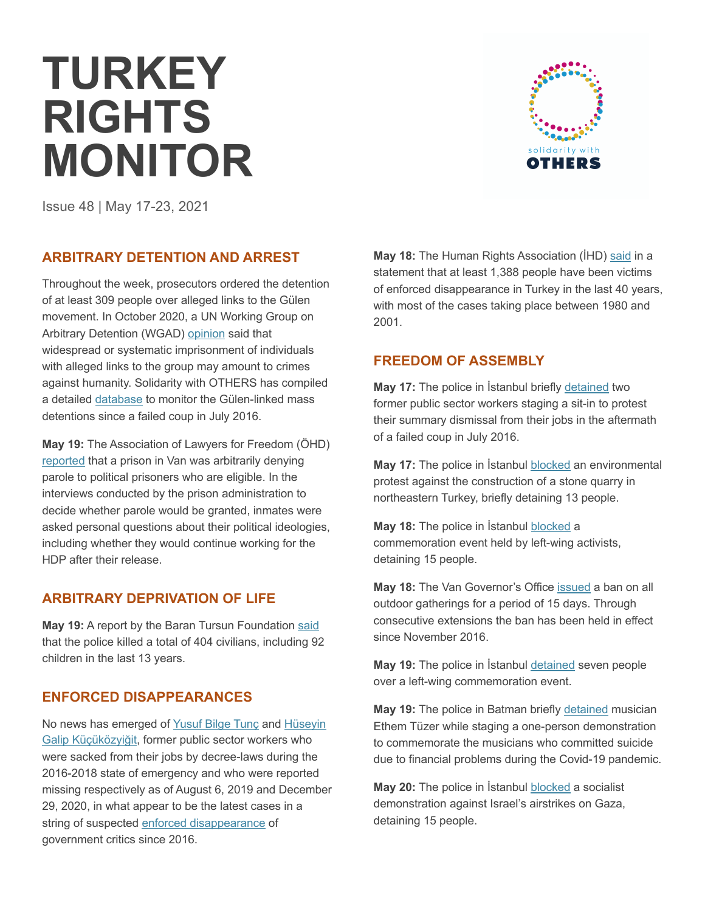# TURKEY RIGHTS MONITOR

solidarity with OTHERS

Issue 48 | May 17-23, 2021

## ARBITRARY DETENTION AND ARREST

Throughout the week, prosecutors ordered the detention of at least 309 people over alleged links to the Gülen movement. In October 2020, a UN Working Group on Arbitrary Detention (WGAD) opinion said that widespread or systematic imprisonment of individuals with alleged links to the group may amount to crimes against humanity. Solidarity with OTHERS has compiled a detailed database to monitor the Gülen-linked mass detentions since a failed coup in July 2016.

**May 19:** The Association of Lawyers for Freedom (ÖHD) reported that a prison in Van was arbitrarily denying parole to political prisoners who are eligible. In the interviews conducted by the prison administration to decide whether parole would be granted, inmates were asked personal questions about their political ideologies, including whether they would continue working for the HDP after their release.

## ARBITRARY DEPRIVATION OF LIFE

**May 19:** A report by the Baran Tursun Foundation said that the police killed a total of 404 civilians, including 92 children in the last 13 years.

## ENFORCED DISAPPEARANCES

No news has emerged of Yusuf Bilge Tunç and Hüseyin Galip Küçüközyiğit, former public sector workers who were sacked from their jobs by decree-laws during the 2016-2018 state of emergency and who were reported missing respectively as of August 6, 2019 and December 29, 2020, in what appear to be the latest cases in a string of suspected enforced disappearance of government critics since 2016.

**May 18:** The Human Rights Association (İHD) said in a statement that at least 1,388 people have been victims of enforced disappearance in Turkey in the last 40 years, with most of the cases taking place between 1980 and 2001.

## FREEDOM OF ASSEMBLY

**May 17:** The police in İstanbul briefly detained two former public sector workers staging a sit-in to protest their summary dismissal from their jobs in the aftermath of a failed coup in July 2016.

**May 17:** The police in İstanbul blocked an environmental protest against the construction of a stone quarry in northeastern Turkey, briefly detaining 13 people.

**May 18:** The police in İstanbul blocked a commemoration event held by left-wing activists, detaining 15 people.

**May 18:** The Van Governor's Office issued a ban on all outdoor gatherings for a period of 15 days. Through consecutive extensions the ban has been held in effect since November 2016.

**May 19:** The police in İstanbul detained seven people over a left-wing commemoration event.

**May 19:** The police in Batman briefly detained musician Ethem Tüzer while staging a one-person demonstration to commemorate the musicians who committed suicide due to financial problems during the Covid-19 pandemic.

**May 20:** The police in İstanbul blocked a socialist demonstration against Israel's airstrikes on Gaza, detaining 15 people.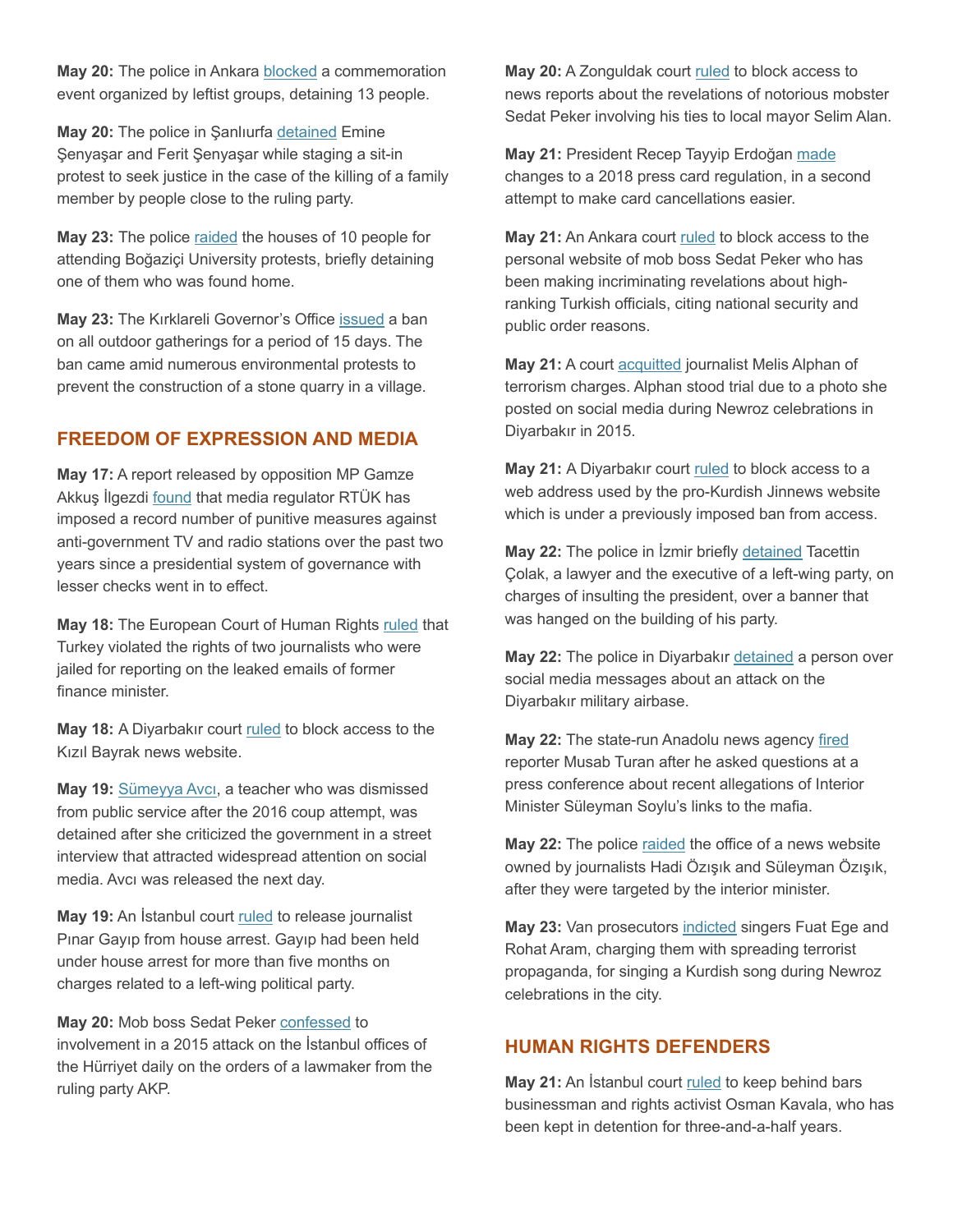**May 20:** The police in Ankara blocked a commemoration event organized by leftist groups, detaining 13 people.

**May 20:** The police in Şanlıurfa detained Emine Şenyaşar and Ferit Şenyaşar while staging a sit-in protest to seek justice in the case of the killing of a family member by people close to the ruling party.

**May 23:** The police raided the houses of 10 people for attending Boğaziçi University protests, briefly detaining one of them who was found home.

**May 23:** The Kırklareli Governor's Office issued a ban on all outdoor gatherings for a period of 15 days. The ban came amid numerous environmental protests to prevent the construction of a stone quarry in a village.

## FREEDOM OF EXPRESSION AND MEDIA

**May 17:** A report released by opposition MP Gamze Akkuş İlgezdi found that media regulator RTÜK has imposed a record number of punitive measures against anti-government TV and radio stations over the past two years since a presidential system of governance with lesser checks went in to effect.

**May 18:** The European Court of Human Rights ruled that Turkey violated the rights of two journalists who were jailed for reporting on the leaked emails of former finance minister.

**May 18:** A Diyarbakır court ruled to block access to the Kızıl Bayrak news website.

**May 19:** Sümeyya Avcı, a teacher who was dismissed from public service after the 2016 coup attempt, was detained after she criticized the government in a street interview that attracted widespread attention on social media. Avcı was released the next day.

**May 19:** An İstanbul court ruled to release journalist Pınar Gayıp from house arrest. Gayıp had been held under house arrest for more than five months on charges related to a left-wing political party.

**May 20:** Mob boss Sedat Peker confessed to involvement in a 2015 attack on the İstanbul offices of the Hürriyet daily on the orders of a lawmaker from the ruling party AKP.

**May 20:** A Zonguldak court ruled to block access to news reports about the revelations of notorious mobster Sedat Peker involving his ties to local mayor Selim Alan.

**May 21:** President Recep Tayyip Erdoğan made changes to a 2018 press card regulation, in a second attempt to make card cancellations easier.

**May 21:** An Ankara court ruled to block access to the personal website of mob boss Sedat Peker who has been making incriminating revelations about high-ranking Turkish officials, citing national security and public order reasons.

**May 21:** A court acquitted journalist Melis Alphan of terrorism charges. Alphan stood trial due to a photo she posted on social media during Newroz celebrations in Diyarbakır in 2015.

**May 21:** A Diyarbakır court ruled to block access to a web address used by the pro-Kurdish Jinnews website which is under a previously imposed ban from access.

**May 22:** The police in İzmir briefly detained Tacettin Çolak, a lawyer and the executive of a left-wing party, on charges of insulting the president, over a banner that was hanged on the building of his party.

**May 22:** The police in Diyarbakır detained a person over social media messages about an attack on the Diyarbakır military airbase.

**May 22:** The state-run Anadolu news agency fired reporter Musab Turan after he asked questions at a press conference about recent allegations of Interior Minister Süleyman Soylu's links to the mafia.

**May 22:** The police raided the office of a news website owned by journalists Hadi Özışık and Süleyman Özışık, after they were targeted by the interior minister.

**May 23:** Van prosecutors indicted singers Fuat Ege and Rohat Aram, charging them with spreading terrorist propaganda, for singing a Kurdish song during Newroz celebrations in the city.

## HUMAN RIGHTS DEFENDERS

**May 21:** An İstanbul court ruled to keep behind bars businessman and rights activist Osman Kavala, who has been kept in detention for three-and-a-half years.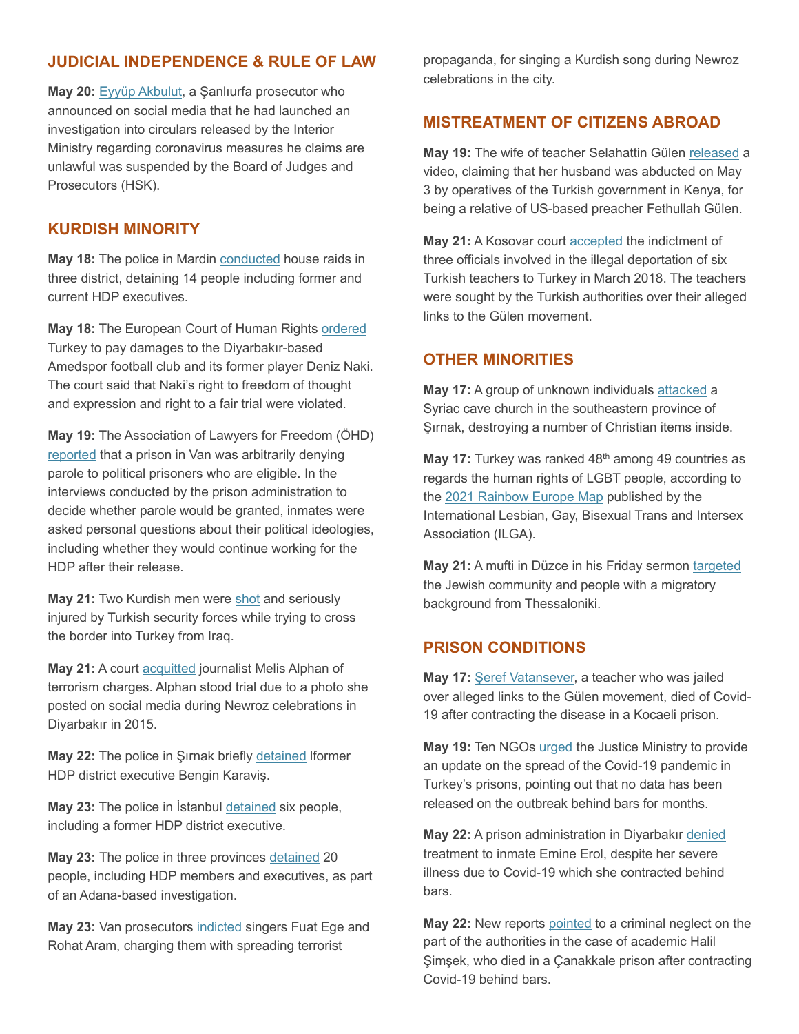## JUDICIAL INDEPENDENCE & RULE OF LAW

**May 20:** Eyyüp Akbulut, a Şanlıurfa prosecutor who announced on social media that he had launched an investigation into circulars released by the Interior Ministry regarding coronavirus measures he claims are unlawful was suspended by the Board of Judges and Prosecutors (HSK).

## KURDISH MINORITY

**May 18:** The police in Mardin conducted house raids in three district, detaining 14 people including former and current HDP executives.

**May 18:** The European Court of Human Rights ordered Turkey to pay damages to the Diyarbakır-based Amedspor football club and its former player Deniz Naki. The court said that Naki's right to freedom of thought and expression and right to a fair trial were violated.

**May 19:** The Association of Lawyers for Freedom (ÖHD) reported that a prison in Van was arbitrarily denying parole to political prisoners who are eligible. In the interviews conducted by the prison administration to decide whether parole would be granted, inmates were asked personal questions about their political ideologies, including whether they would continue working for the HDP after their release.

**May 21:** Two Kurdish men were shot and seriously injured by Turkish security forces while trying to cross the border into Turkey from Iraq.

**May 21:** A court acquitted journalist Melis Alphan of terrorism charges. Alphan stood trial due to a photo she posted on social media during Newroz celebrations in Diyarbakır in 2015.

**May 22:** The police in Şırnak briefly detained lformer HDP district executive Bengin Karaviş.

**May 23:** The police in İstanbul detained six people, including a former HDP district executive.

**May 23:** The police in three provinces detained 20 people, including HDP members and executives, as part of an Adana-based investigation.

**May 23:** Van prosecutors indicted singers Fuat Ege and Rohat Aram, charging them with spreading terrorist propaganda, for singing a Kurdish song during Newroz celebrations in the city.

## MISTREATMENT OF CITIZENS ABROAD

**May 19:** The wife of teacher Selahattin Gülen released a video, claiming that her husband was abducted on May 3 by operatives of the Turkish government in Kenya, for being a relative of US-based preacher Fethullah Gülen.

**May 21:** A Kosovar court accepted the indictment of three officials involved in the illegal deportation of six Turkish teachers to Turkey in March 2018. The teachers were sought by the Turkish authorities over their alleged links to the Gülen movement.

## OTHER MINORITIES

**May 17:** A group of unknown individuals attacked a Syriac cave church in the southeastern province of Şırnak, destroying a number of Christian items inside.

**May 17:** Turkey was ranked 48th among 49 countries as regards the human rights of LGBT people, according to the 2021 Rainbow Europe Map published by the International Lesbian, Gay, Bisexual Trans and Intersex Association (ILGA).

**May 21:** A mufti in Düzce in his Friday sermon targeted the Jewish community and people with a migratory background from Thessaloniki.

## PRISON CONDITIONS

**May 17:** Şeref Vatansever, a teacher who was jailed over alleged links to the Gülen movement, died of Covid-19 after contracting the disease in a Kocaeli prison.

**May 19:** Ten NGOs urged the Justice Ministry to provide an update on the spread of the Covid-19 pandemic in Turkey's prisons, pointing out that no data has been released on the outbreak behind bars for months.

**May 22:** A prison administration in Diyarbakır denied treatment to inmate Emine Erol, despite her severe illness due to Covid-19 which she contracted behind bars.

**May 22:** New reports pointed to a criminal neglect on the part of the authorities in the case of academic Halil Şimşek, who died in a Çanakkale prison after contracting Covid-19 behind bars.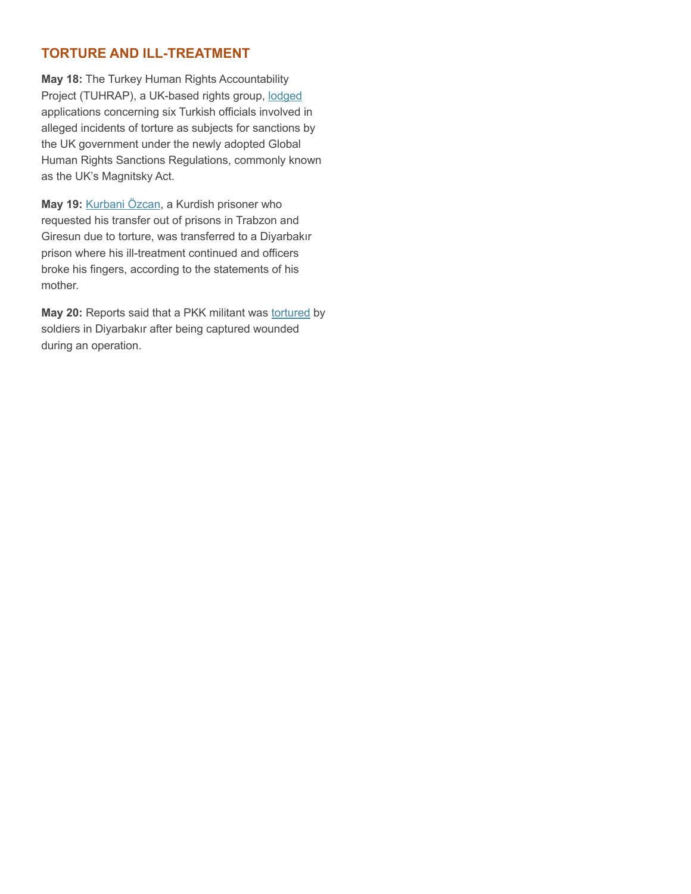## TORTURE AND ILL-TREATMENT

**May 18:** The Turkey Human Rights Accountability Project (TUHRAP), a UK-based rights group, lodged applications concerning six Turkish officials involved in alleged incidents of torture as subjects for sanctions by the UK government under the newly adopted Global Human Rights Sanctions Regulations, commonly known as the UK's Magnitsky Act.

**May 19:** Kurbani Özcan, a Kurdish prisoner who requested his transfer out of prisons in Trabzon and Giresun due to torture, was transferred to a Diyarbakır prison where his ill-treatment continued and officers broke his fingers, according to the statements of his mother.

**May 20:** Reports said that a PKK militant was tortured by soldiers in Diyarbakır after being captured wounded during an operation.